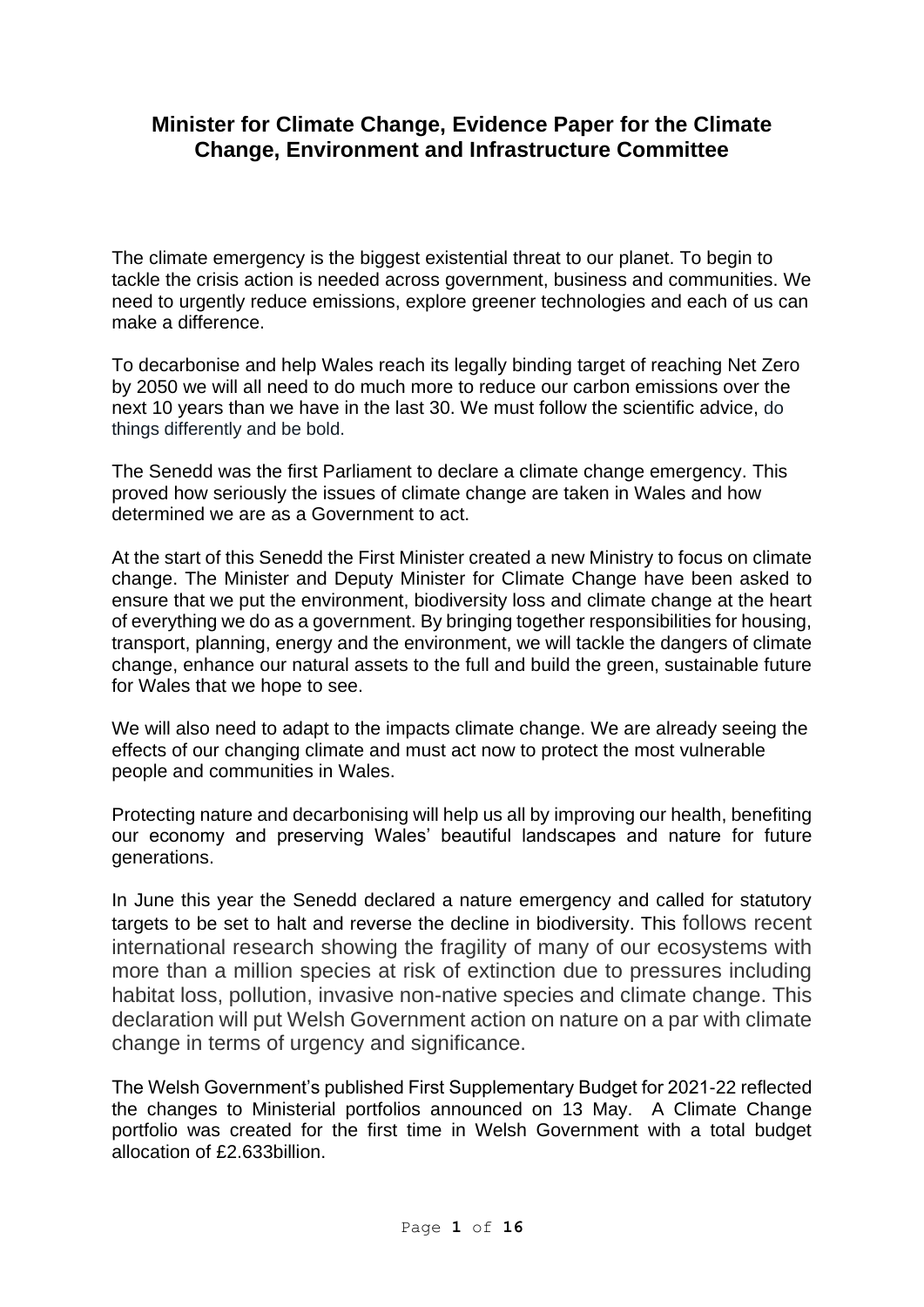# Minister for Climate Change, Evidence Paper for the Climate Change, Environment and Infrastructure Committee

The climate emergency is the biggest existential threat to our planet. To begin to tackle the crisis action is needed across government, business and communities. We need to urgently reduce emissions, explore greener technologies and each of us can make a difference.

To decarbonise and help Wales reach its legally binding target of reaching Net Zero by 2050 we will all need to do much more to reduce our carbon emissions over the next 10 years than we have in the last 30. We must follow the scientific advice, do things differently and be bold.

The Senedd was the first Parliament to declare a climate change emergency. This proved how seriously the issues of climate change are taken in Wales and how determined we are as a Government to act.

At the start of this Senedd the First Minister created a new Ministry to focus on climate change. The Minister and Deputy Minister for Climate Change have been asked to ensure that we put the environment, biodiversity loss and climate change at the heart of everything we do as a government. By bringing together responsibilities for housing, transport, planning, energy and the environment, we will tackle the dangers of climate change, enhance our natural assets to the full and build the green, sustainable future for Wales that we hope to see.

We will also need to adapt to the impacts climate change. We are already seeing the effects of our changing climate and must act now to protect the most vulnerable people and communities in Wales.

Protecting nature and decarbonising will help us all by improving our health, benefiting our economy and preserving Wales' beautiful landscapes and nature for future generations.

In June this year the Senedd declared a nature emergency and called for statutory targets to be set to halt and reverse the decline in biodiversity. This follows recent international research showing the fragility of many of our ecosystems with more than a million species at risk of extinction due to pressures including habitat loss, pollution, invasive non-native species and climate change. This declaration will put Welsh Government action on nature on a par with climate change in terms of urgency and significance.

The Welsh Government's published First Supplementary Budget for 2021-22 reflected the changes to Ministerial portfolios announced on 13 May. A Climate Change portfolio was created for the first time in Welsh Government with a total budget allocation of £2.633billion.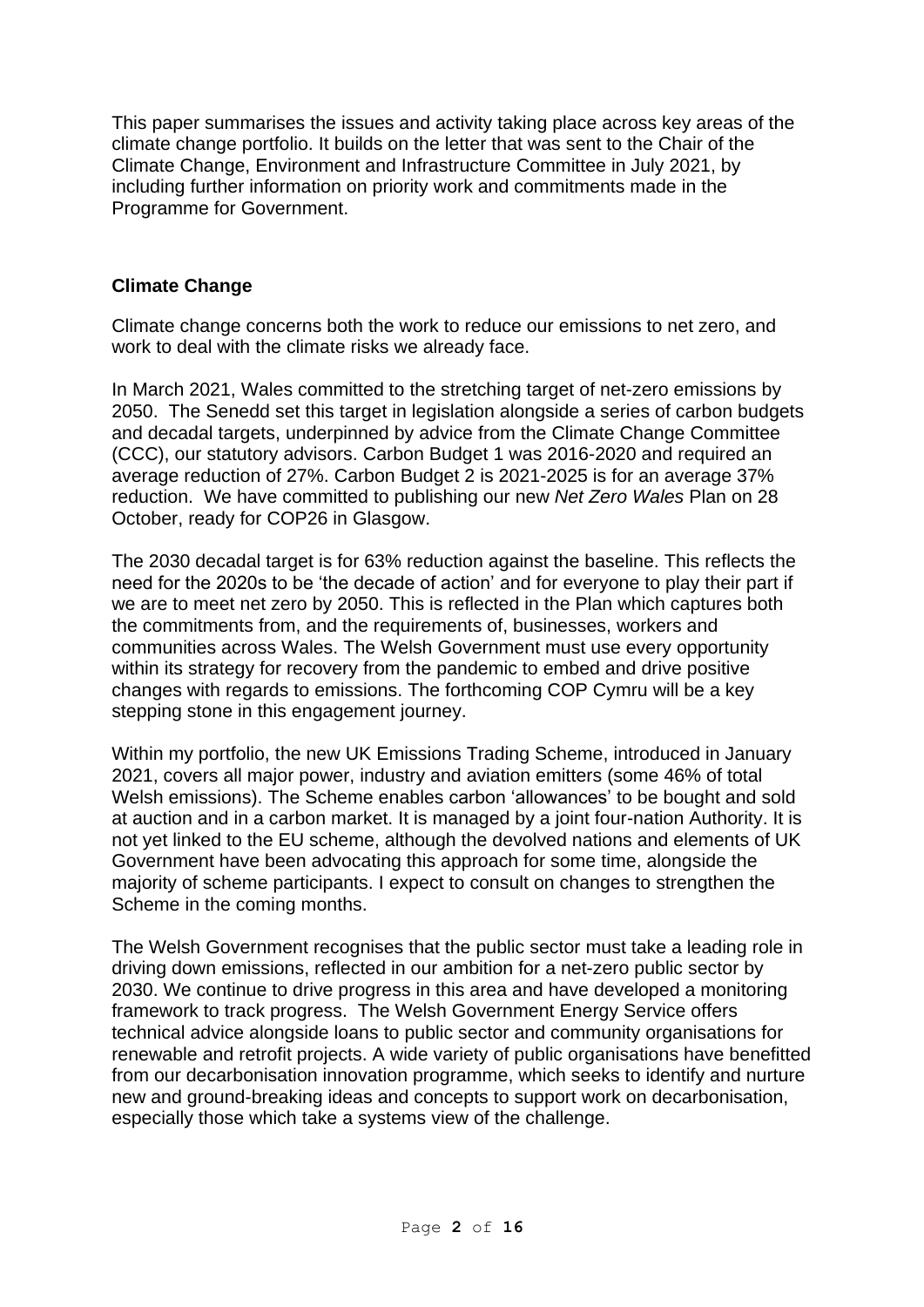This paper summarises the issues and activity taking place across key areas of the climate change portfolio. It builds on the letter that was sent to the Chair of the Climate Change, Environment and Infrastructure Committee in July 2021, by including further information on priority work and commitments made in the Programme for Government.

## Climate Change

Climate change concerns both the work to reduce our emissions to net zero, and work to deal with the climate risks we already face.

In March 2021, Wales committed to the stretching target of net-zero emissions by 2050. The Senedd set this target in legislation alongside a series of carbon budgets and decadal targets, underpinned by advice from the Climate Change Committee (CCC), our statutory advisors. Carbon Budget 1 was 2016-2020 and required an average reduction of 27%. Carbon Budget 2 is 2021-2025 is for an average 37% reduction. We have committed to publishing our new *Net Zero Wales* Plan on 28 October, ready for COP26 in Glasgow.

The 2030 decadal target is for 63% reduction against the baseline. This reflects the need for the 2020s to be 'the decade of action' and for everyone to play their part if we are to meet net zero by 2050. This is reflected in the Plan which captures both the commitments from, and the requirements of, businesses, workers and communities across Wales. The Welsh Government must use every opportunity within its strategy for recovery from the pandemic to embed and drive positive changes with regards to emissions. The forthcoming COP Cymru will be a key stepping stone in this engagement journey.

Within my portfolio, the new UK Emissions Trading Scheme, introduced in January 2021, covers all major power, industry and aviation emitters (some 46% of total Welsh emissions). The Scheme enables carbon 'allowances' to be bought and sold at auction and in a carbon market. It is managed by a joint four-nation Authority. It is not yet linked to the EU scheme, although the devolved nations and elements of UK Government have been advocating this approach for some time, alongside the majority of scheme participants. I expect to consult on changes to strengthen the Scheme in the coming months.

The Welsh Government recognises that the public sector must take a leading role in driving down emissions, reflected in our ambition for a net-zero public sector by 2030. We continue to drive progress in this area and have developed a monitoring framework to track progress. The Welsh Government Energy Service offers technical advice alongside loans to public sector and community organisations for renewable and retrofit projects. A wide variety of public organisations have benefitted from our decarbonisation innovation programme, which seeks to identify and nurture new and ground-breaking ideas and concepts to support work on decarbonisation, especially those which take a systems view of the challenge.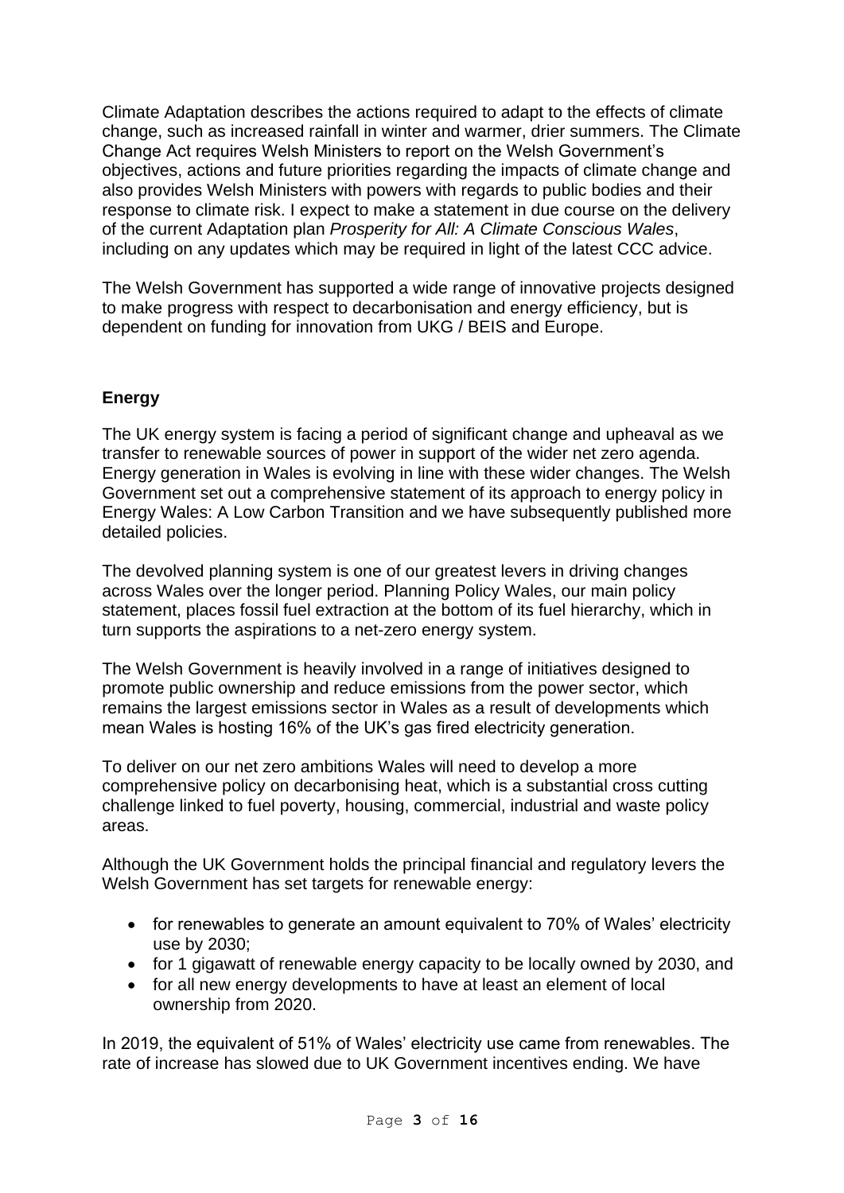Climate Adaptation describes the actions required to adapt to the effects of climate change, such as increased rainfall in winter and warmer, drier summers. The Climate Change Act requires Welsh Ministers to report on the Welsh Government's objectives, actions and future priorities regarding the impacts of climate change and also provides Welsh Ministers with powers with regards to public bodies and their response to climate risk. I expect to make a statement in due course on the delivery of the current Adaptation plan *Prosperity for All: A Climate Conscious Wales*, including on any updates which may be required in light of the latest CCC advice.

The Welsh Government has supported a wide range of innovative projects designed to make progress with respect to decarbonisation and energy efficiency, but is dependent on funding for innovation from UKG / BEIS and Europe.

**Energy**

The UK energy system is facing a period of significant change and upheaval as we transfer to renewable sources of power in support of the wider net zero agenda. Energy generation in Wales is evolving in line with these wider changes. The Welsh Government set out a comprehensive statement of its approach to energy policy in Energy Wales: A Low Carbon Transition and we have subsequently published more detailed policies.

The devolved planning system is one of our greatest levers in driving changes across Wales over the longer period. Planning Policy Wales, our main policy statement, places fossil fuel extraction at the bottom of its fuel hierarchy, which in turn supports the aspirations to a net-zero energy system.

The Welsh Government is heavily involved in a range of initiatives designed to promote public ownership and reduce emissions from the power sector, which remains the largest emissions sector in Wales as a result of developments which mean Wales is hosting 16% of the UK's gas fired electricity generation.

To deliver on our net zero ambitions Wales will need to develop a more comprehensive policy on decarbonising heat, which is a substantial cross cutting challenge linked to fuel poverty, housing, commercial, industrial and waste policy areas.

Although the UK Government holds the principal financial and regulatory levers the Welsh Government has set targets for renewable energy:

- for renewables to generate an amount equivalent to 70% of Wales' electricity use by 2030;
- for 1 gigawatt of renewable energy capacity to be locally owned by 2030, and
- for all new energy developments to have at least an element of local ownership from 2020.

In 2019, the equivalent of 51% of Wales' electricity use came from renewables. The rate of increase has slowed due to UK Government incentives ending. We have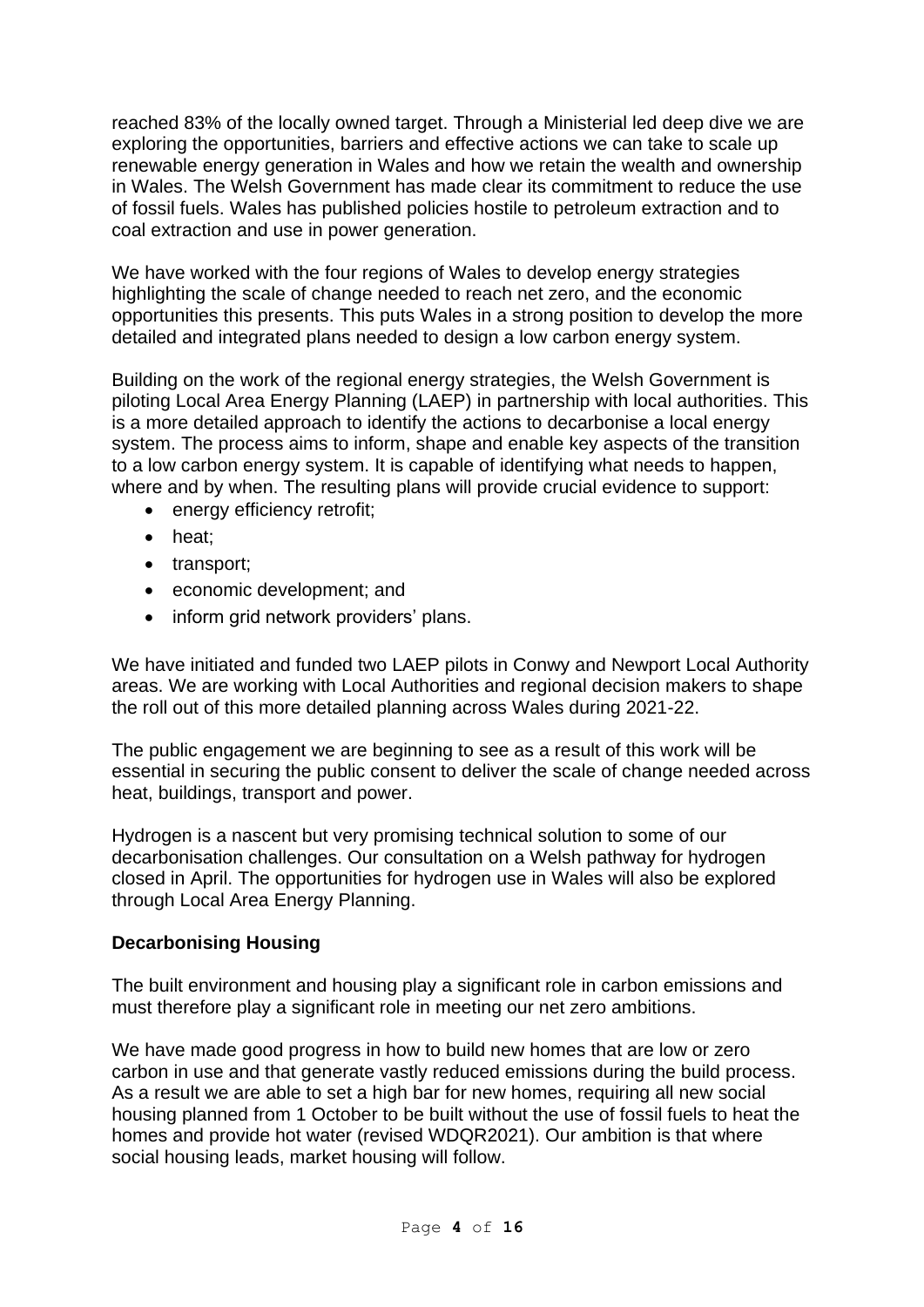reached 83% of the locally owned target. Through a Ministerial led deep dive we are exploring the opportunities, barriers and effective actions we can take to scale up renewable energy generation in Wales and how we retain the wealth and ownership in Wales. The Welsh Government has made clear its commitment to reduce the use of fossil fuels. Wales has published policies hostile to petroleum extraction and to coal extraction and use in power generation.

We have worked with the four regions of Wales to develop energy strategies highlighting the scale of change needed to reach net zero, and the economic opportunities this presents. This puts Wales in a strong position to develop the more detailed and integrated plans needed to design a low carbon energy system.

Building on the work of the regional energy strategies, the Welsh Government is piloting Local Area Energy Planning (LAEP) in partnership with local authorities. This is a more detailed approach to identify the actions to decarbonise a local energy system. The process aims to inform, shape and enable key aspects of the transition to a low carbon energy system. It is capable of identifying what needs to happen, where and by when. The resulting plans will provide crucial evidence to support:

- energy efficiency retrofit;
- heat;
- transport;
- economic development; and
- inform grid network providers' plans.

We have initiated and funded two LAEP pilots in Conwy and Newport Local Authority areas. We are working with Local Authorities and regional decision makers to shape the roll out of this more detailed planning across Wales during 2021-22.

The public engagement we are beginning to see as a result of this work will be essential in securing the public consent to deliver the scale of change needed across heat, buildings, transport and power.

Hydrogen is a nascent but very promising technical solution to some of our decarbonisation challenges. Our consultation on a Welsh pathway for hydrogen closed in April. The opportunities for hydrogen use in Wales will also be explored through Local Area Energy Planning.

**Decarbonising Housing**

The built environment and housing play a significant role in carbon emissions and must therefore play a significant role in meeting our net zero ambitions.

We have made good progress in how to build new homes that are low or zero carbon in use and that generate vastly reduced emissions during the build process. As a result we are able to set a high bar for new homes, requiring all new social housing planned from 1 October to be built without the use of fossil fuels to heat the homes and provide hot water (revised WDQR2021). Our ambition is that where social housing leads, market housing will follow.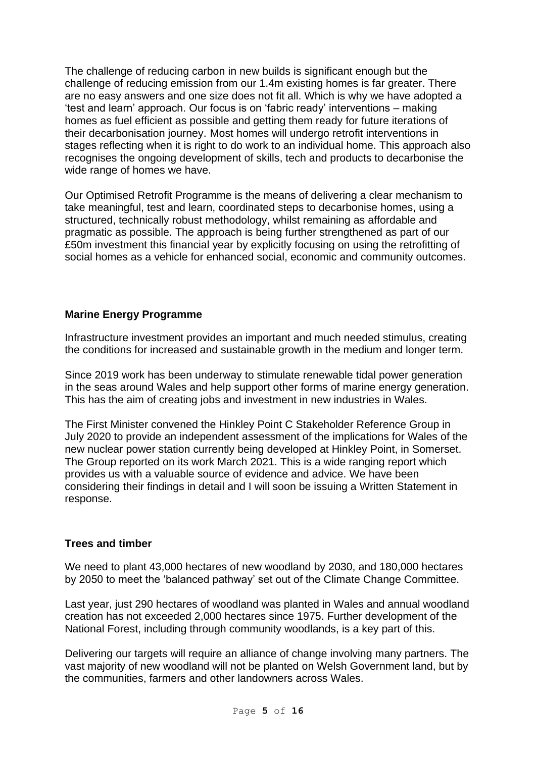The challenge of reducing carbon in new builds is significant enough but the challenge of reducing emission from our 1.4m existing homes is far greater. There are no easy answers and one size does not fit all. Which is why we have adopted a 'test and learn' approach. Our focus is on 'fabric ready' interventions – making homes as fuel efficient as possible and getting them ready for future iterations of their decarbonisation journey. Most homes will undergo retrofit interventions in stages reflecting when it is right to do work to an individual home. This approach also recognises the ongoing development of skills, tech and products to decarbonise the wide range of homes we have.

Our Optimised Retrofit Programme is the means of delivering a clear mechanism to take meaningful, test and learn, coordinated steps to decarbonise homes, using a structured, technically robust methodology, whilst remaining as affordable and pragmatic as possible. The approach is being further strengthened as part of our £50m investment this financial year by explicitly focusing on using the retrofitting of social homes as a vehicle for enhanced social, economic and community outcomes.

**Marine Energy Programme**

Infrastructure investment provides an important and much needed stimulus, creating the conditions for increased and sustainable growth in the medium and longer term.

Since 2019 work has been underway to stimulate renewable tidal power generation in the seas around Wales and help support other forms of marine energy generation. This has the aim of creating jobs and investment in new industries in Wales.

The First Minister convened the Hinkley Point C Stakeholder Reference Group in July 2020 to provide an independent assessment of the implications for Wales of the new nuclear power station currently being developed at Hinkley Point, in Somerset. The Group reported on its work March 2021. This is a wide ranging report which provides us with a valuable source of evidence and advice. We have been considering their findings in detail and I will soon be issuing a Written Statement in response.

**Trees and timber**

We need to plant 43,000 hectares of new woodland by 2030, and 180,000 hectares by 2050 to meet the 'balanced pathway' set out of the Climate Change Committee.

Last year, just 290 hectares of woodland was planted in Wales and annual woodland creation has not exceeded 2,000 hectares since 1975. Further development of the National Forest, including through community woodlands, is a key part of this.

Delivering our targets will require an alliance of change involving many partners. The vast majority of new woodland will not be planted on Welsh Government land, but by the communities, farmers and other landowners across Wales.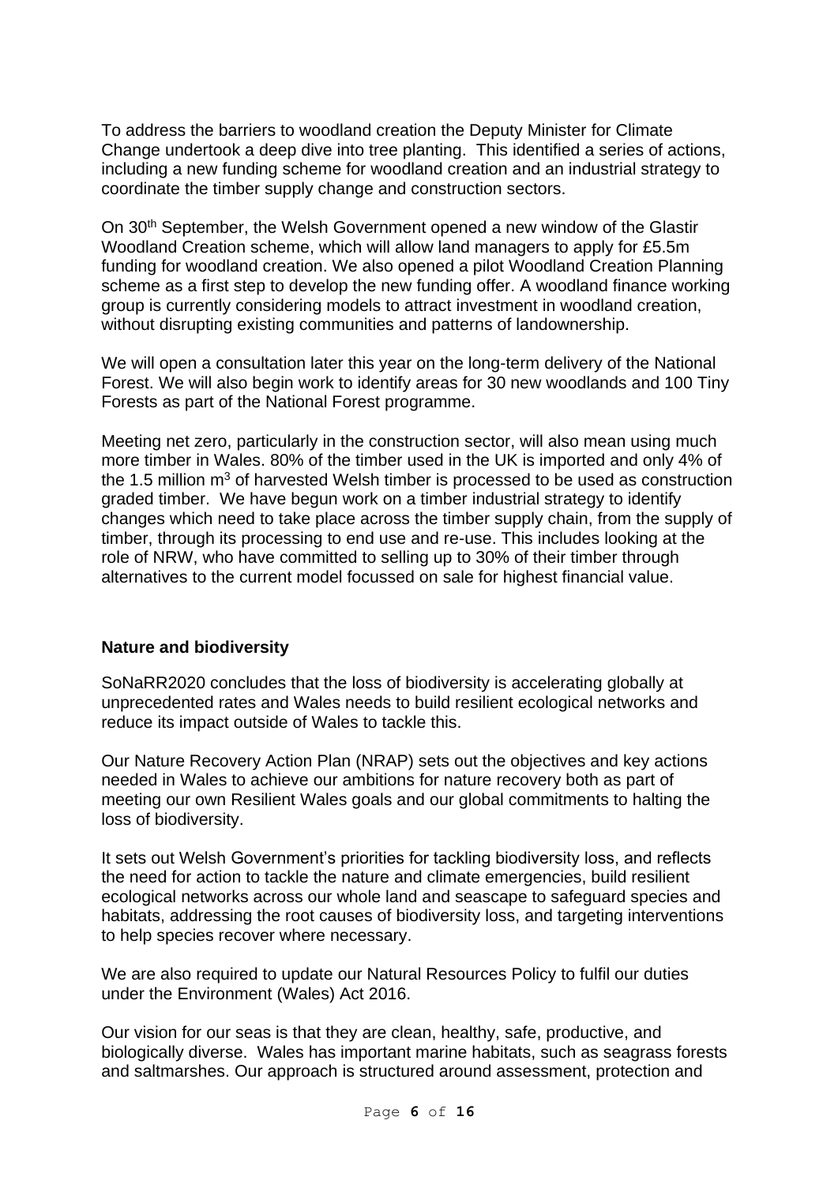To address the barriers to woodland creation the Deputy Minister for Climate Change undertook a deep dive into tree planting. This identified a series of actions, including a new funding scheme for woodland creation and an industrial strategy to coordinate the timber supply change and construction sectors.

On 30th September, the Welsh Government opened a new window of the Glastir Woodland Creation scheme, which will allow land managers to apply for £5.5m funding for woodland creation. We also opened a pilot Woodland Creation Planning scheme as a first step to develop the new funding offer. A woodland finance working group is currently considering models to attract investment in woodland creation, without disrupting existing communities and patterns of landownership.

We will open a consultation later this year on the long-term delivery of the National Forest. We will also begin work to identify areas for 30 new woodlands and 100 Tiny Forests as part of the National Forest programme.

Meeting net zero, particularly in the construction sector, will also mean using much more timber in Wales. 80% of the timber used in the UK is imported and only 4% of the 1.5 million $m^3$ of harvested Welsh timber is processed to be used as construction graded timber. We have begun work on a timber industrial strategy to identify changes which need to take place across the timber supply chain, from the supply of timber, through its processing to end use and re-use. This includes looking at the role of NRW, who have committed to selling up to 30% of their timber through alternatives to the current model focussed on sale for highest financial value.

**Nature and biodiversity**

SoNaRR2020 concludes that the loss of biodiversity is accelerating globally at unprecedented rates and Wales needs to build resilient ecological networks and reduce its impact outside of Wales to tackle this.

Our Nature Recovery Action Plan (NRAP) sets out the objectives and key actions needed in Wales to achieve our ambitions for nature recovery both as part of meeting our own Resilient Wales goals and our global commitments to halting the loss of biodiversity.

It sets out Welsh Government's priorities for tackling biodiversity loss, and reflects the need for action to tackle the nature and climate emergencies, build resilient ecological networks across our whole land and seascape to safeguard species and habitats, addressing the root causes of biodiversity loss, and targeting interventions to help species recover where necessary.

We are also required to update our Natural Resources Policy to fulfil our duties under the Environment (Wales) Act 2016.

Our vision for our seas is that they are clean, healthy, safe, productive, and biologically diverse. Wales has important marine habitats, such as seagrass forests and saltmarshes. Our approach is structured around assessment, protection and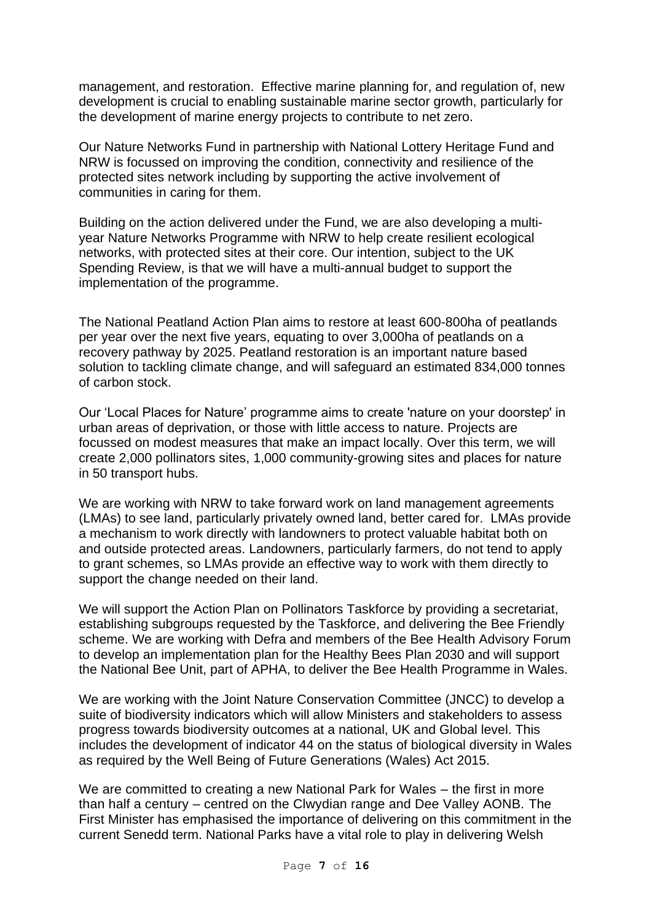management, and restoration.  Effective marine planning for, and regulation of, new development is crucial to enabling sustainable marine sector growth, particularly for the development of marine energy projects to contribute to net zero.

Our Nature Networks Fund in partnership with National Lottery Heritage Fund and NRW is focussed on improving the condition, connectivity and resilience of the protected sites network including by supporting the active involvement of communities in caring for them.

Building on the action delivered under the Fund, we are also developing a multi-year Nature Networks Programme with NRW to help create resilient ecological networks, with protected sites at their core. Our intention, subject to the UK Spending Review, is that we will have a multi-annual budget to support the implementation of the programme.

The National Peatland Action Plan aims to restore at least 600-800ha of peatlands per year over the next five years, equating to over 3,000ha of peatlands on a recovery pathway by 2025. Peatland restoration is an important nature based solution to tackling climate change, and will safeguard an estimated 834,000 tonnes of carbon stock.

Our 'Local Places for Nature' programme aims to create 'nature on your doorstep' in urban areas of deprivation, or those with little access to nature. Projects are focussed on modest measures that make an impact locally. Over this term, we will create 2,000 pollinators sites, 1,000 community-growing sites and places for nature in 50 transport hubs.

We are working with NRW to take forward work on land management agreements (LMAs) to see land, particularly privately owned land, better cared for.  LMAs provide a mechanism to work directly with landowners to protect valuable habitat both on and outside protected areas. Landowners, particularly farmers, do not tend to apply to grant schemes, so LMAs provide an effective way to work with them directly to support the change needed on their land.

We will support the Action Plan on Pollinators Taskforce by providing a secretariat, establishing subgroups requested by the Taskforce, and delivering the Bee Friendly scheme. We are working with Defra and members of the Bee Health Advisory Forum to develop an implementation plan for the Healthy Bees Plan 2030 and will support the National Bee Unit, part of APHA, to deliver the Bee Health Programme in Wales.

We are working with the Joint Nature Conservation Committee (JNCC) to develop a suite of biodiversity indicators which will allow Ministers and stakeholders to assess progress towards biodiversity outcomes at a national, UK and Global level. This includes the development of indicator 44 on the status of biological diversity in Wales as required by the Well Being of Future Generations (Wales) Act 2015.

We are committed to creating a new National Park for Wales – the first in more than half a century – centred on the Clwydian range and Dee Valley AONB. The First Minister has emphasised the importance of delivering on this commitment in the current Senedd term. National Parks have a vital role to play in delivering Welsh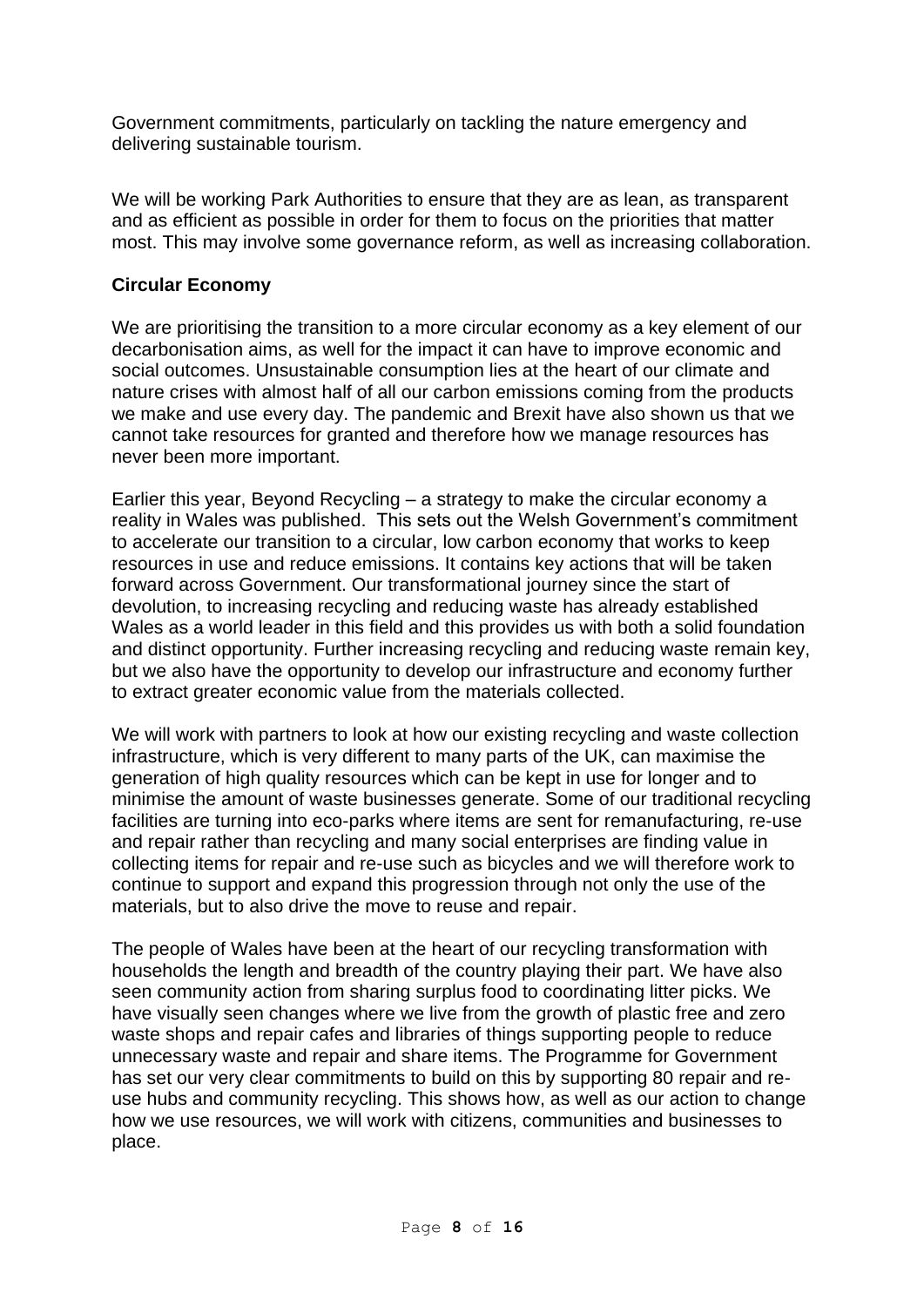Government commitments, particularly on tackling the nature emergency and delivering sustainable tourism.

We will be working Park Authorities to ensure that they are as lean, as transparent and as efficient as possible in order for them to focus on the priorities that matter most. This may involve some governance reform, as well as increasing collaboration.

**Circular Economy**

We are prioritising the transition to a more circular economy as a key element of our decarbonisation aims, as well for the impact it can have to improve economic and social outcomes. Unsustainable consumption lies at the heart of our climate and nature crises with almost half of all our carbon emissions coming from the products we make and use every day. The pandemic and Brexit have also shown us that we cannot take resources for granted and therefore how we manage resources has never been more important.

Earlier this year, Beyond Recycling – a strategy to make the circular economy a reality in Wales was published. This sets out the Welsh Government's commitment to accelerate our transition to a circular, low carbon economy that works to keep resources in use and reduce emissions. It contains key actions that will be taken forward across Government. Our transformational journey since the start of devolution, to increasing recycling and reducing waste has already established Wales as a world leader in this field and this provides us with both a solid foundation and distinct opportunity. Further increasing recycling and reducing waste remain key, but we also have the opportunity to develop our infrastructure and economy further to extract greater economic value from the materials collected.

We will work with partners to look at how our existing recycling and waste collection infrastructure, which is very different to many parts of the UK, can maximise the generation of high quality resources which can be kept in use for longer and to minimise the amount of waste businesses generate. Some of our traditional recycling facilities are turning into eco-parks where items are sent for remanufacturing, re-use and repair rather than recycling and many social enterprises are finding value in collecting items for repair and re-use such as bicycles and we will therefore work to continue to support and expand this progression through not only the use of the materials, but to also drive the move to reuse and repair.

The people of Wales have been at the heart of our recycling transformation with households the length and breadth of the country playing their part. We have also seen community action from sharing surplus food to coordinating litter picks. We have visually seen changes where we live from the growth of plastic free and zero waste shops and repair cafes and libraries of things supporting people to reduce unnecessary waste and repair and share items. The Programme for Government has set our very clear commitments to build on this by supporting 80 repair and re-use hubs and community recycling. This shows how, as well as our action to change how we use resources, we will work with citizens, communities and businesses to place.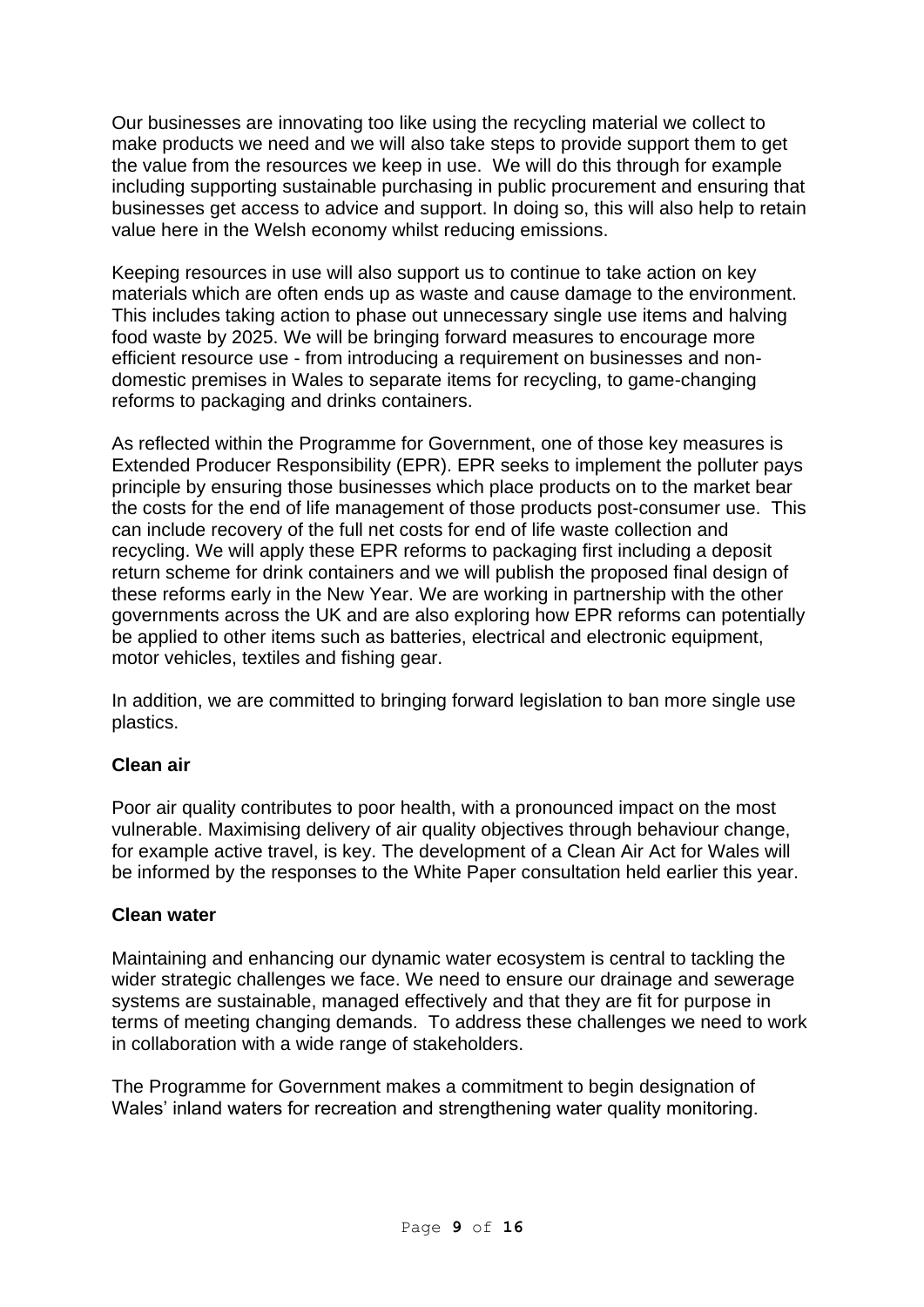Our businesses are innovating too like using the recycling material we collect to make products we need and we will also take steps to provide support them to get the value from the resources we keep in use. We will do this through for example including supporting sustainable purchasing in public procurement and ensuring that businesses get access to advice and support. In doing so, this will also help to retain value here in the Welsh economy whilst reducing emissions.

Keeping resources in use will also support us to continue to take action on key materials which are often ends up as waste and cause damage to the environment. This includes taking action to phase out unnecessary single use items and halving food waste by 2025. We will be bringing forward measures to encourage more efficient resource use - from introducing a requirement on businesses and non-domestic premises in Wales to separate items for recycling, to game-changing reforms to packaging and drinks containers.

As reflected within the Programme for Government, one of those key measures is Extended Producer Responsibility (EPR). EPR seeks to implement the polluter pays principle by ensuring those businesses which place products on to the market bear the costs for the end of life management of those products post-consumer use. This can include recovery of the full net costs for end of life waste collection and recycling. We will apply these EPR reforms to packaging first including a deposit return scheme for drink containers and we will publish the proposed final design of these reforms early in the New Year. We are working in partnership with the other governments across the UK and are also exploring how EPR reforms can potentially be applied to other items such as batteries, electrical and electronic equipment, motor vehicles, textiles and fishing gear.

In addition, we are committed to bringing forward legislation to ban more single use plastics.

**Clean air**

Poor air quality contributes to poor health, with a pronounced impact on the most vulnerable. Maximising delivery of air quality objectives through behaviour change, for example active travel, is key. The development of a Clean Air Act for Wales will be informed by the responses to the White Paper consultation held earlier this year.

**Clean water**

Maintaining and enhancing our dynamic water ecosystem is central to tackling the wider strategic challenges we face. We need to ensure our drainage and sewerage systems are sustainable, managed effectively and that they are fit for purpose in terms of meeting changing demands. To address these challenges we need to work in collaboration with a wide range of stakeholders.

The Programme for Government makes a commitment to begin designation of Wales' inland waters for recreation and strengthening water quality monitoring.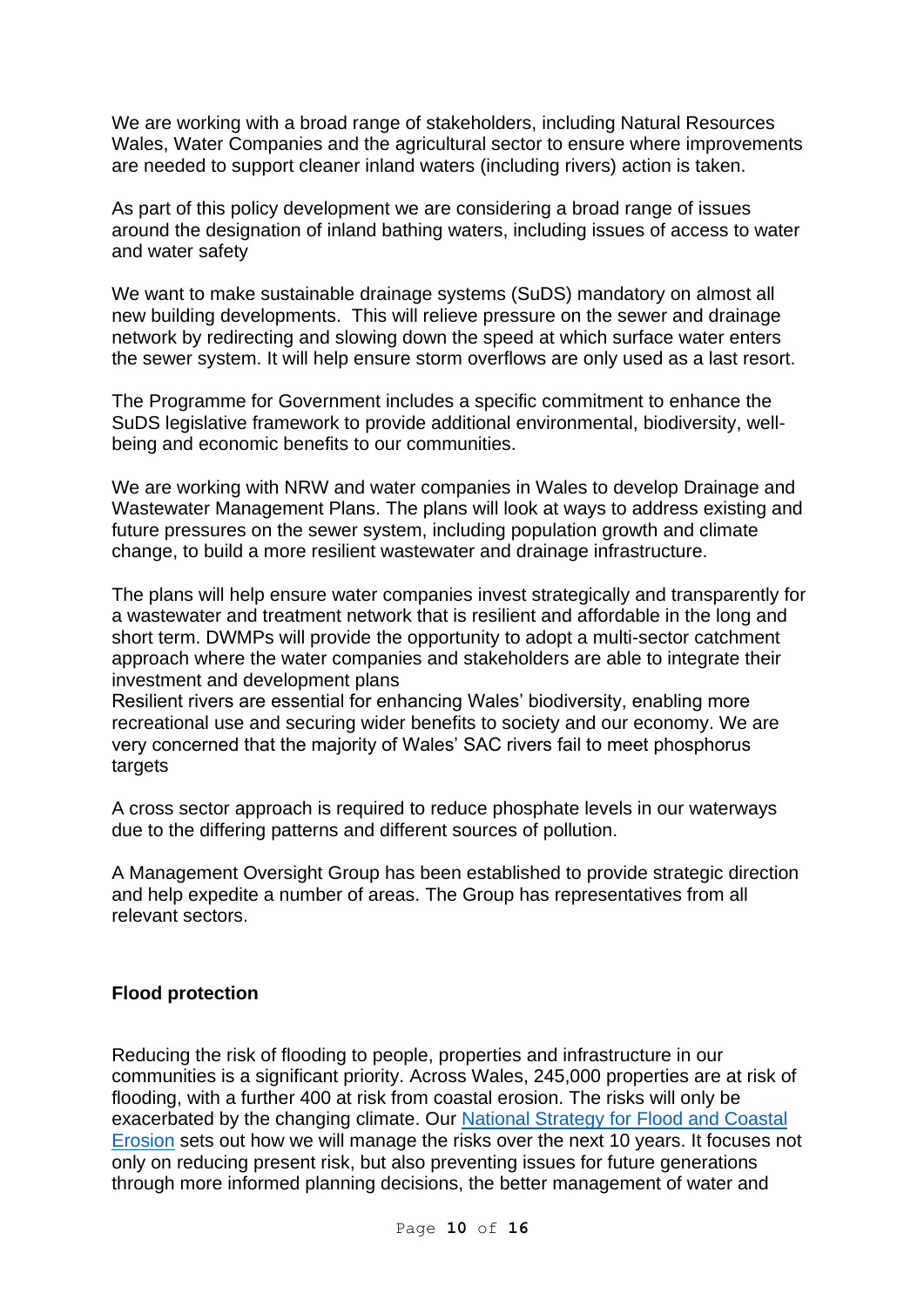We are working with a broad range of stakeholders, including Natural Resources Wales, Water Companies and the agricultural sector to ensure where improvements are needed to support cleaner inland waters (including rivers) action is taken.

As part of this policy development we are considering a broad range of issues around the designation of inland bathing waters, including issues of access to water and water safety

We want to make sustainable drainage systems (SuDS) mandatory on almost all new building developments. This will relieve pressure on the sewer and drainage network by redirecting and slowing down the speed at which surface water enters the sewer system. It will help ensure storm overflows are only used as a last resort.

The Programme for Government includes a specific commitment to enhance the SuDS legislative framework to provide additional environmental, biodiversity, well-being and economic benefits to our communities.

We are working with NRW and water companies in Wales to develop Drainage and Wastewater Management Plans. The plans will look at ways to address existing and future pressures on the sewer system, including population growth and climate change, to build a more resilient wastewater and drainage infrastructure.

The plans will help ensure water companies invest strategically and transparently for a wastewater and treatment network that is resilient and affordable in the long and short term. DWMPs will provide the opportunity to adopt a multi-sector catchment approach where the water companies and stakeholders are able to integrate their investment and development plans

Resilient rivers are essential for enhancing Wales' biodiversity, enabling more recreational use and securing wider benefits to society and our economy. We are very concerned that the majority of Wales' SAC rivers fail to meet phosphorus targets

A cross sector approach is required to reduce phosphate levels in our waterways due to the differing patterns and different sources of pollution.

A Management Oversight Group has been established to provide strategic direction and help expedite a number of areas. The Group has representatives from all relevant sectors.

**Flood protection**

Reducing the risk of flooding to people, properties and infrastructure in our communities is a significant priority. Across Wales, 245,000 properties are at risk of flooding, with a further 400 at risk from coastal erosion. The risks will only be exacerbated by the changing climate. Our National Strategy for Flood and Coastal Erosion sets out how we will manage the risks over the next 10 years. It focuses not only on reducing present risk, but also preventing issues for future generations through more informed planning decisions, the better management of water and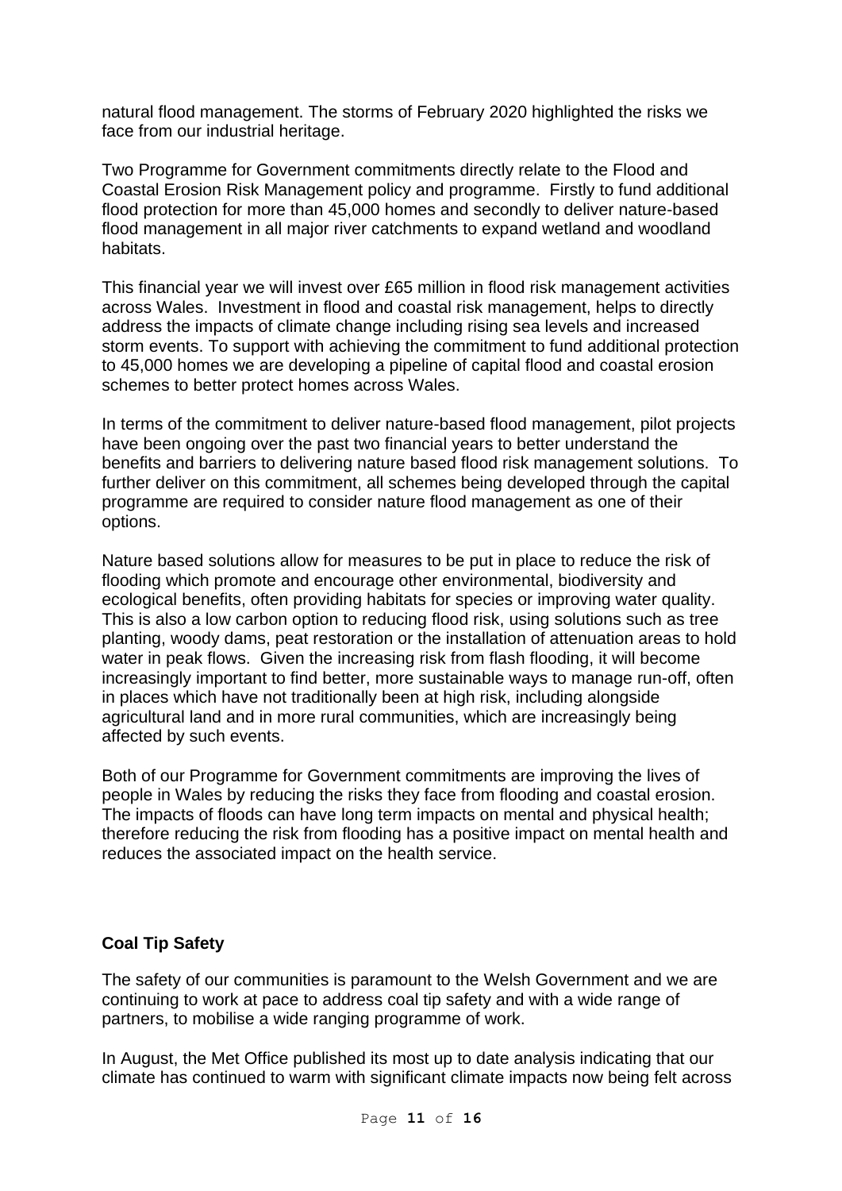natural flood management. The storms of February 2020 highlighted the risks we face from our industrial heritage.

Two Programme for Government commitments directly relate to the Flood and Coastal Erosion Risk Management policy and programme. Firstly to fund additional flood protection for more than 45,000 homes and secondly to deliver nature-based flood management in all major river catchments to expand wetland and woodland habitats.

This financial year we will invest over £65 million in flood risk management activities across Wales. Investment in flood and coastal risk management, helps to directly address the impacts of climate change including rising sea levels and increased storm events. To support with achieving the commitment to fund additional protection to 45,000 homes we are developing a pipeline of capital flood and coastal erosion schemes to better protect homes across Wales.

In terms of the commitment to deliver nature-based flood management, pilot projects have been ongoing over the past two financial years to better understand the benefits and barriers to delivering nature based flood risk management solutions. To further deliver on this commitment, all schemes being developed through the capital programme are required to consider nature flood management as one of their options.

Nature based solutions allow for measures to be put in place to reduce the risk of flooding which promote and encourage other environmental, biodiversity and ecological benefits, often providing habitats for species or improving water quality. This is also a low carbon option to reducing flood risk, using solutions such as tree planting, woody dams, peat restoration or the installation of attenuation areas to hold water in peak flows. Given the increasing risk from flash flooding, it will become increasingly important to find better, more sustainable ways to manage run-off, often in places which have not traditionally been at high risk, including alongside agricultural land and in more rural communities, which are increasingly being affected by such events.

Both of our Programme for Government commitments are improving the lives of people in Wales by reducing the risks they face from flooding and coastal erosion. The impacts of floods can have long term impacts on mental and physical health; therefore reducing the risk from flooding has a positive impact on mental health and reduces the associated impact on the health service.

**Coal Tip Safety**

The safety of our communities is paramount to the Welsh Government and we are continuing to work at pace to address coal tip safety and with a wide range of partners, to mobilise a wide ranging programme of work.

In August, the Met Office published its most up to date analysis indicating that our climate has continued to warm with significant climate impacts now being felt across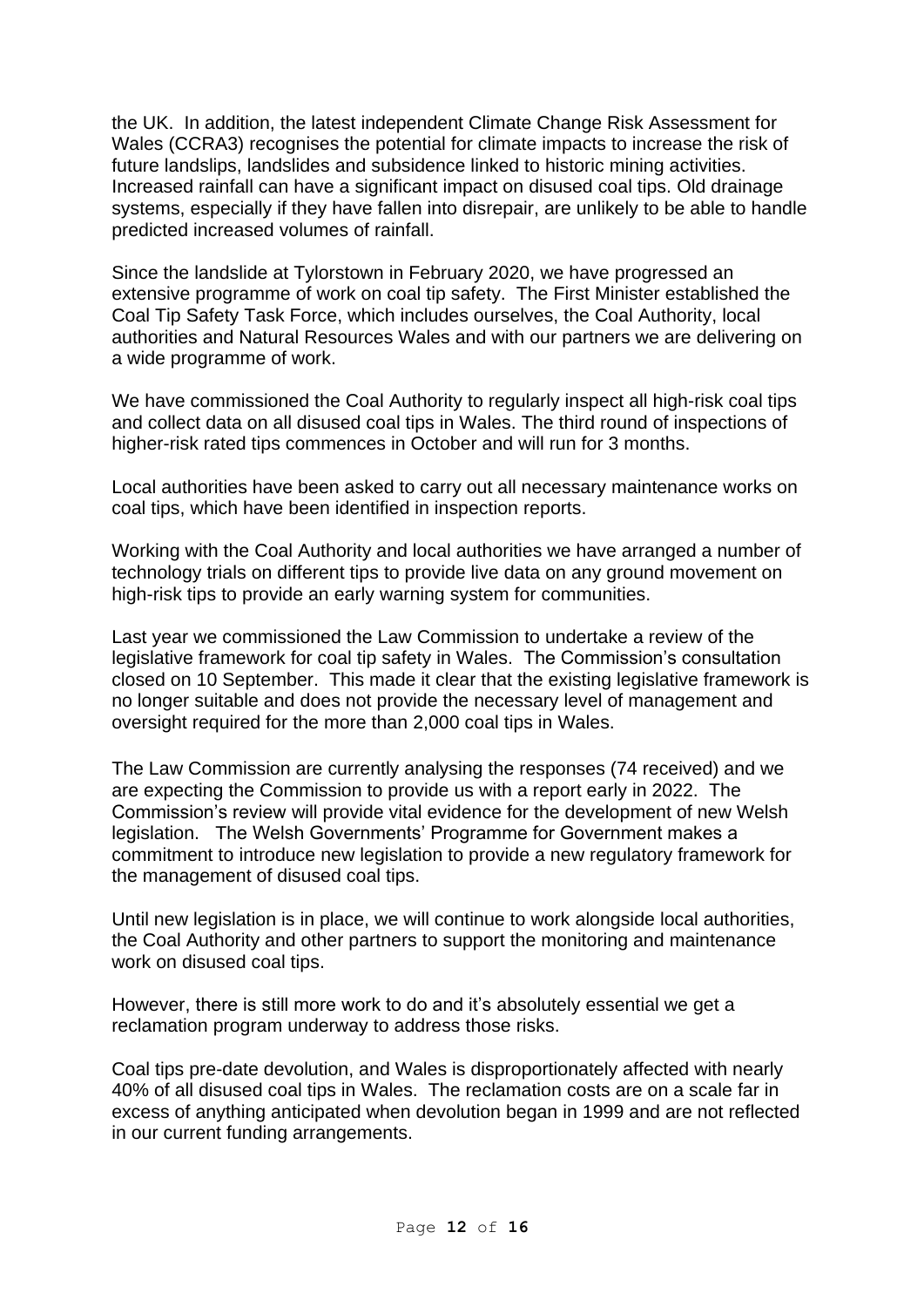the UK. In addition, the latest independent Climate Change Risk Assessment for Wales (CCRA3) recognises the potential for climate impacts to increase the risk of future landslips, landslides and subsidence linked to historic mining activities. Increased rainfall can have a significant impact on disused coal tips. Old drainage systems, especially if they have fallen into disrepair, are unlikely to be able to handle predicted increased volumes of rainfall.

Since the landslide at Tylorstown in February 2020, we have progressed an extensive programme of work on coal tip safety. The First Minister established the Coal Tip Safety Task Force, which includes ourselves, the Coal Authority, local authorities and Natural Resources Wales and with our partners we are delivering on a wide programme of work.

We have commissioned the Coal Authority to regularly inspect all high-risk coal tips and collect data on all disused coal tips in Wales. The third round of inspections of higher-risk rated tips commences in October and will run for 3 months.

Local authorities have been asked to carry out all necessary maintenance works on coal tips, which have been identified in inspection reports.

Working with the Coal Authority and local authorities we have arranged a number of technology trials on different tips to provide live data on any ground movement on high-risk tips to provide an early warning system for communities.

Last year we commissioned the Law Commission to undertake a review of the legislative framework for coal tip safety in Wales. The Commission's consultation closed on 10 September. This made it clear that the existing legislative framework is no longer suitable and does not provide the necessary level of management and oversight required for the more than 2,000 coal tips in Wales.

The Law Commission are currently analysing the responses (74 received) and we are expecting the Commission to provide us with a report early in 2022. The Commission's review will provide vital evidence for the development of new Welsh legislation. The Welsh Governments' Programme for Government makes a commitment to introduce new legislation to provide a new regulatory framework for the management of disused coal tips.

Until new legislation is in place, we will continue to work alongside local authorities, the Coal Authority and other partners to support the monitoring and maintenance work on disused coal tips.

However, there is still more work to do and it's absolutely essential we get a reclamation program underway to address those risks.

Coal tips pre-date devolution, and Wales is disproportionately affected with nearly 40% of all disused coal tips in Wales. The reclamation costs are on a scale far in excess of anything anticipated when devolution began in 1999 and are not reflected in our current funding arrangements.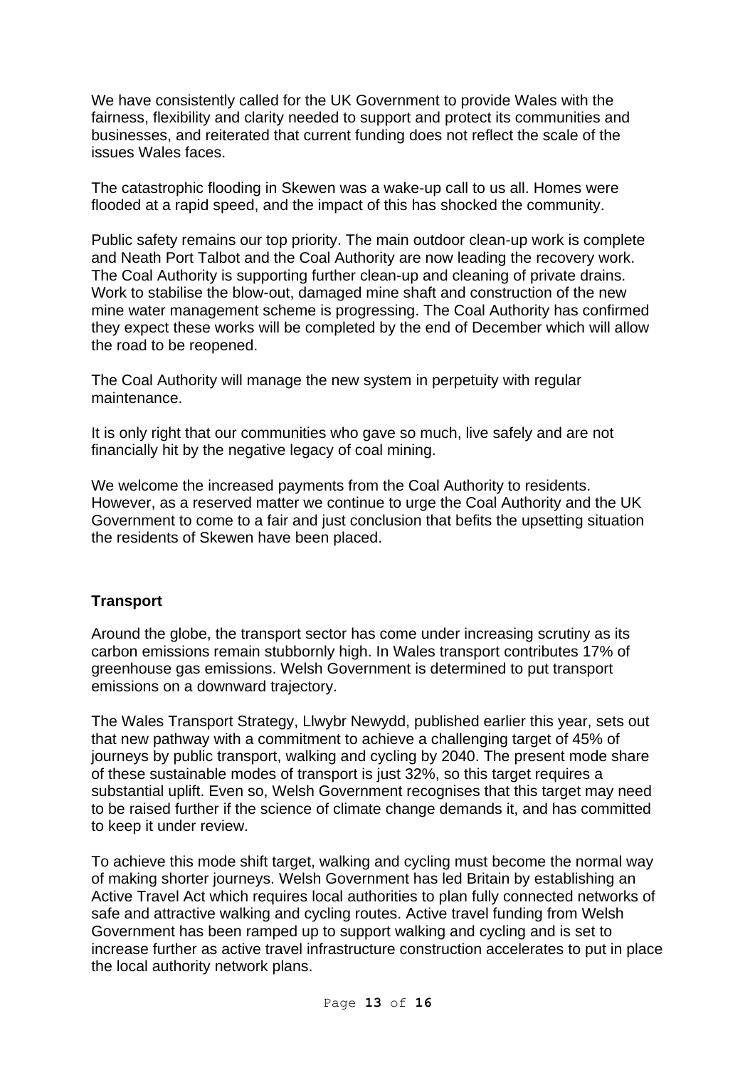We have consistently called for the UK Government to provide Wales with the fairness, flexibility and clarity needed to support and protect its communities and businesses, and reiterated that current funding does not reflect the scale of the issues Wales faces.

The catastrophic flooding in Skewen was a wake-up call to us all. Homes were flooded at a rapid speed, and the impact of this has shocked the community.

Public safety remains our top priority. The main outdoor clean-up work is complete and Neath Port Talbot and the Coal Authority are now leading the recovery work. The Coal Authority is supporting further clean-up and cleaning of private drains. Work to stabilise the blow-out, damaged mine shaft and construction of the new mine water management scheme is progressing. The Coal Authority has confirmed they expect these works will be completed by the end of December which will allow the road to be reopened.

The Coal Authority will manage the new system in perpetuity with regular maintenance.

It is only right that our communities who gave so much, live safely and are not financially hit by the negative legacy of coal mining.

We welcome the increased payments from the Coal Authority to residents. However, as a reserved matter we continue to urge the Coal Authority and the UK Government to come to a fair and just conclusion that befits the upsetting situation the residents of Skewen have been placed.

**Transport**

Around the globe, the transport sector has come under increasing scrutiny as its carbon emissions remain stubbornly high. In Wales transport contributes 17% of greenhouse gas emissions. Welsh Government is determined to put transport emissions on a downward trajectory.

The Wales Transport Strategy, Llwybr Newydd, published earlier this year, sets out that new pathway with a commitment to achieve a challenging target of 45% of journeys by public transport, walking and cycling by 2040. The present mode share of these sustainable modes of transport is just 32%, so this target requires a substantial uplift. Even so, Welsh Government recognises that this target may need to be raised further if the science of climate change demands it, and has committed to keep it under review.

To achieve this mode shift target, walking and cycling must become the normal way of making shorter journeys. Welsh Government has led Britain by establishing an Active Travel Act which requires local authorities to plan fully connected networks of safe and attractive walking and cycling routes. Active travel funding from Welsh Government has been ramped up to support walking and cycling and is set to increase further as active travel infrastructure construction accelerates to put in place the local authority network plans.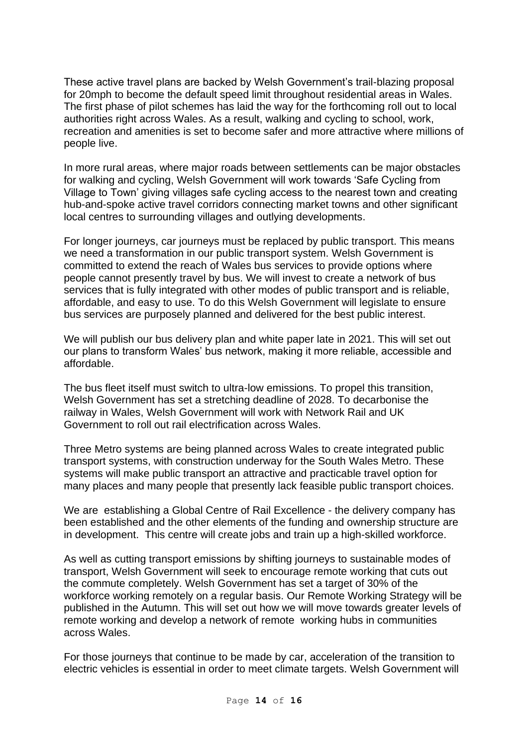These active travel plans are backed by Welsh Government's trail-blazing proposal for 20mph to become the default speed limit throughout residential areas in Wales. The first phase of pilot schemes has laid the way for the forthcoming roll out to local authorities right across Wales. As a result, walking and cycling to school, work, recreation and amenities is set to become safer and more attractive where millions of people live.

In more rural areas, where major roads between settlements can be major obstacles for walking and cycling, Welsh Government will work towards 'Safe Cycling from Village to Town' giving villages safe cycling access to the nearest town and creating hub-and-spoke active travel corridors connecting market towns and other significant local centres to surrounding villages and outlying developments.

For longer journeys, car journeys must be replaced by public transport. This means we need a transformation in our public transport system. Welsh Government is committed to extend the reach of Wales bus services to provide options where people cannot presently travel by bus. We will invest to create a network of bus services that is fully integrated with other modes of public transport and is reliable, affordable, and easy to use. To do this Welsh Government will legislate to ensure bus services are purposely planned and delivered for the best public interest.

We will publish our bus delivery plan and white paper late in 2021. This will set out our plans to transform Wales' bus network, making it more reliable, accessible and affordable.

The bus fleet itself must switch to ultra-low emissions. To propel this transition, Welsh Government has set a stretching deadline of 2028. To decarbonise the railway in Wales, Welsh Government will work with Network Rail and UK Government to roll out rail electrification across Wales.

Three Metro systems are being planned across Wales to create integrated public transport systems, with construction underway for the South Wales Metro. These systems will make public transport an attractive and practicable travel option for many places and many people that presently lack feasible public transport choices.

We are establishing a Global Centre of Rail Excellence - the delivery company has been established and the other elements of the funding and ownership structure are in development. This centre will create jobs and train up a high-skilled workforce.

As well as cutting transport emissions by shifting journeys to sustainable modes of transport, Welsh Government will seek to encourage remote working that cuts out the commute completely. Welsh Government has set a target of 30% of the workforce working remotely on a regular basis. Our Remote Working Strategy will be published in the Autumn. This will set out how we will move towards greater levels of remote working and develop a network of remote working hubs in communities across Wales.

For those journeys that continue to be made by car, acceleration of the transition to electric vehicles is essential in order to meet climate targets. Welsh Government will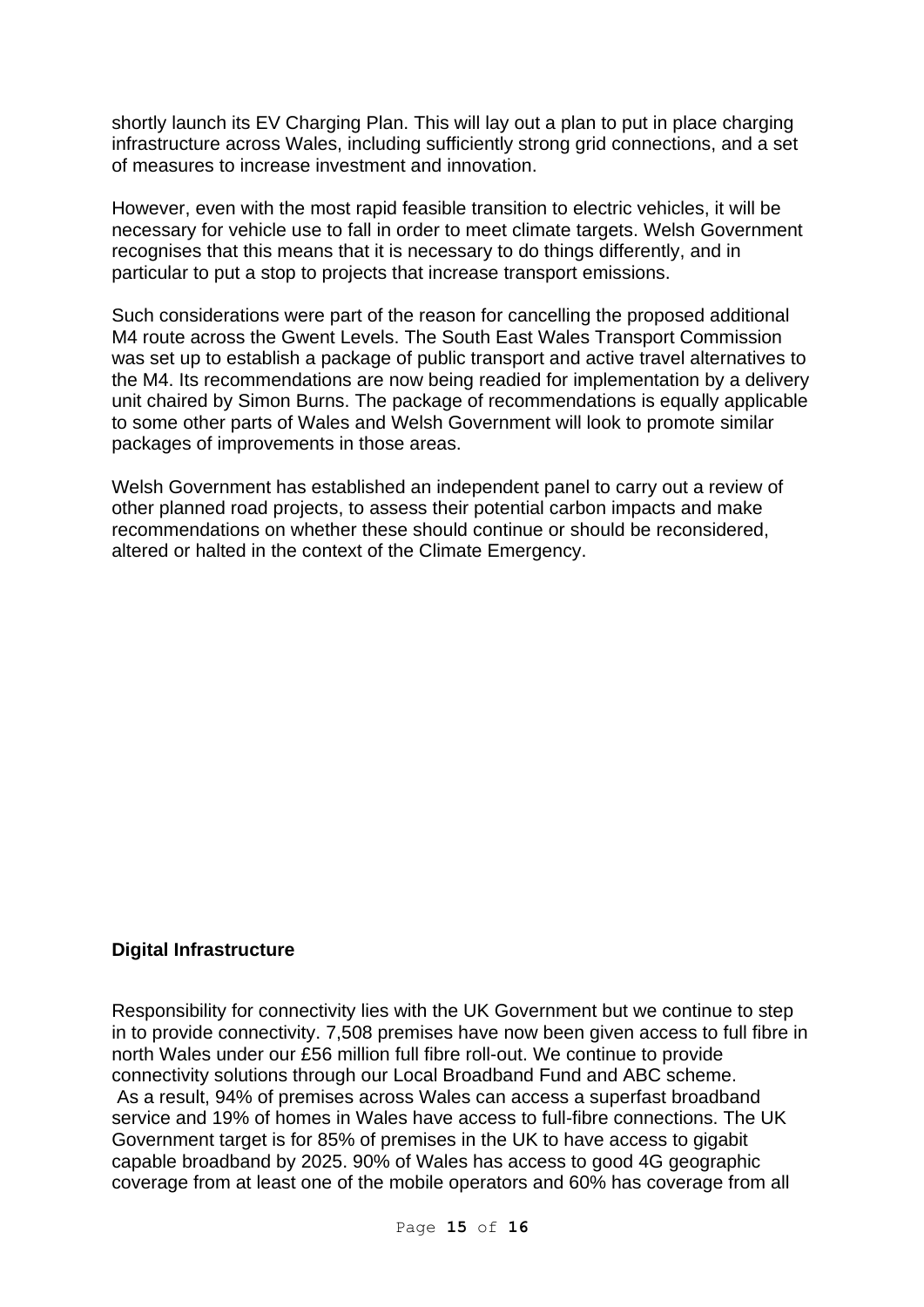shortly launch its EV Charging Plan. This will lay out a plan to put in place charging infrastructure across Wales, including sufficiently strong grid connections, and a set of measures to increase investment and innovation.

However, even with the most rapid feasible transition to electric vehicles, it will be necessary for vehicle use to fall in order to meet climate targets. Welsh Government recognises that this means that it is necessary to do things differently, and in particular to put a stop to projects that increase transport emissions.

Such considerations were part of the reason for cancelling the proposed additional M4 route across the Gwent Levels. The South East Wales Transport Commission was set up to establish a package of public transport and active travel alternatives to the M4. Its recommendations are now being readied for implementation by a delivery unit chaired by Simon Burns. The package of recommendations is equally applicable to some other parts of Wales and Welsh Government will look to promote similar packages of improvements in those areas.

Welsh Government has established an independent panel to carry out a review of other planned road projects, to assess their potential carbon impacts and make recommendations on whether these should continue or should be reconsidered, altered or halted in the context of the Climate Emergency.

**Digital Infrastructure**

Responsibility for connectivity lies with the UK Government but we continue to step in to provide connectivity. 7,508 premises have now been given access to full fibre in north Wales under our £56 million full fibre roll-out. We continue to provide connectivity solutions through our Local Broadband Fund and ABC scheme.
As a result, 94% of premises across Wales can access a superfast broadband service and 19% of homes in Wales have access to full-fibre connections. The UK Government target is for 85% of premises in the UK to have access to gigabit capable broadband by 2025. 90% of Wales has access to good 4G geographic coverage from at least one of the mobile operators and 60% has coverage from all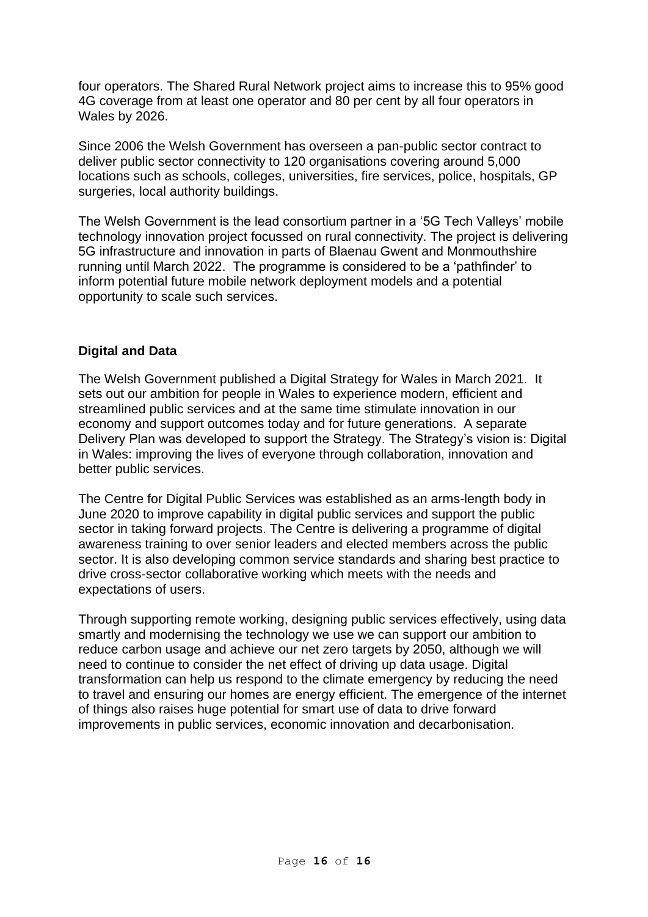four operators. The Shared Rural Network project aims to increase this to 95% good 4G coverage from at least one operator and 80 per cent by all four operators in Wales by 2026.

Since 2006 the Welsh Government has overseen a pan-public sector contract to deliver public sector connectivity to 120 organisations covering around 5,000 locations such as schools, colleges, universities, fire services, police, hospitals, GP surgeries, local authority buildings.

The Welsh Government is the lead consortium partner in a '5G Tech Valleys' mobile technology innovation project focussed on rural connectivity. The project is delivering 5G infrastructure and innovation in parts of Blaenau Gwent and Monmouthshire running until March 2022. The programme is considered to be a 'pathfinder' to inform potential future mobile network deployment models and a potential opportunity to scale such services.

## Digital and Data

The Welsh Government published a Digital Strategy for Wales in March 2021. It sets out our ambition for people in Wales to experience modern, efficient and streamlined public services and at the same time stimulate innovation in our economy and support outcomes today and for future generations. A separate Delivery Plan was developed to support the Strategy. The Strategy's vision is: Digital in Wales: improving the lives of everyone through collaboration, innovation and better public services.

The Centre for Digital Public Services was established as an arms-length body in June 2020 to improve capability in digital public services and support the public sector in taking forward projects. The Centre is delivering a programme of digital awareness training to over senior leaders and elected members across the public sector. It is also developing common service standards and sharing best practice to drive cross-sector collaborative working which meets with the needs and expectations of users.

Through supporting remote working, designing public services effectively, using data smartly and modernising the technology we use we can support our ambition to reduce carbon usage and achieve our net zero targets by 2050, although we will need to continue to consider the net effect of driving up data usage. Digital transformation can help us respond to the climate emergency by reducing the need to travel and ensuring our homes are energy efficient. The emergence of the internet of things also raises huge potential for smart use of data to drive forward improvements in public services, economic innovation and decarbonisation.